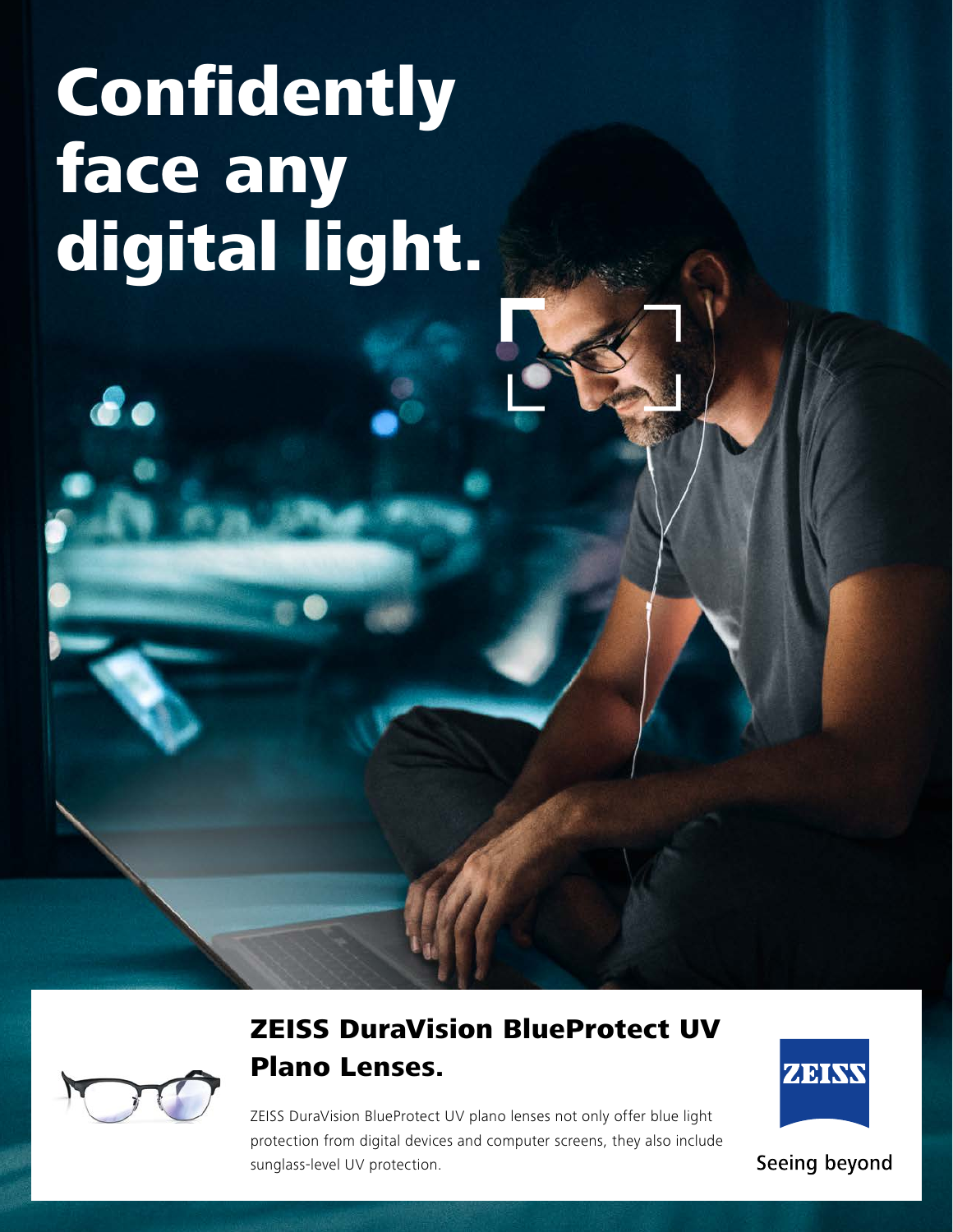# Confidently face any digital light.

## ZEISS DuraVision BlueProtect UV Plano Lenses.

ZEISS DuraVision BlueProtect UV plano lenses not only offer blue light protection from digital devices and computer screens, they also include sunglass-level UV protection.

ZEISS

Seeing beyond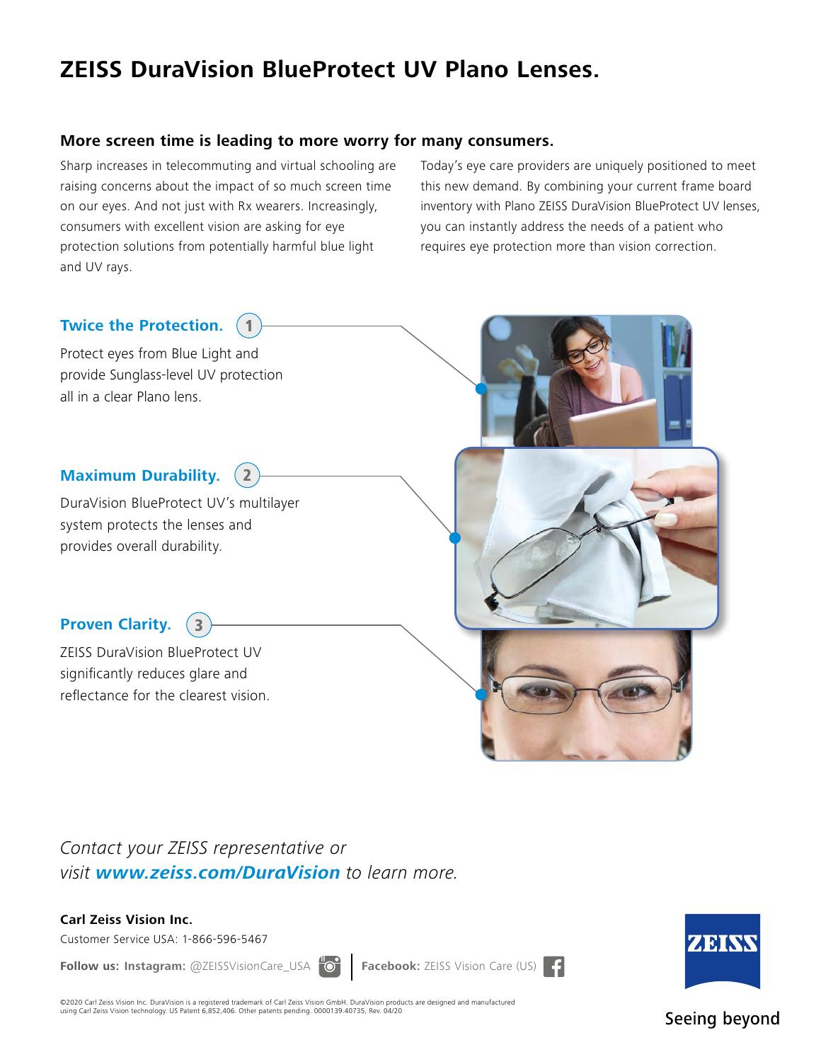# ZEISS DuraVision BlueProtect UV Plano Lenses.

## More screen time is leading to more worry for many consumers.

Sharp increases in telecommuting and virtual schooling are raising concerns about the impact of so much screen time on our eyes. And not just with Rx wearers. Increasingly, consumers with excellent vision are asking for eye protection solutions from potentially harmful blue light and UV rays.

Today's eye care providers are uniquely positioned to meet this new demand. By combining your current frame board inventory with Plano ZEISS DuraVision BlueProtect UV lenses, you can instantly address the needs of a patient who requires eye protection more than vision correction.

### Twice the Protection. 1

Protect eyes from Blue Light and provide Sunglass-level UV protection all in a clear Plano lens.

### Maximum Durability. 2

DuraVision BlueProtect UV's multilayer system protects the lenses and provides overall durability.

### Proven Clarity. 3

ZEISS DuraVision BlueProtect UV significantly reduces glare and reflectance for the clearest vision.

*Contact your ZEISS representative or visit* ***www.zeiss.com/DuraVision*** *to learn more.*

**Carl Zeiss Vision Inc.**

Customer Service USA: 1-866-596-5467

**Follow us: Instagram:** @ZEISSVisionCare_USA | **Facebook:** ZEISS Vision Care (US)

©2020 Carl Zeiss Vision Inc. DuraVision is a registered trademark of Carl Zeiss Vision GmbH. DuraVision products are designed and manufactured using Carl Zeiss Vision technology. US Patent 6,852,406. Other patents pending. 0000139.40735, Rev. 04/20

ZEISS

Seeing beyond